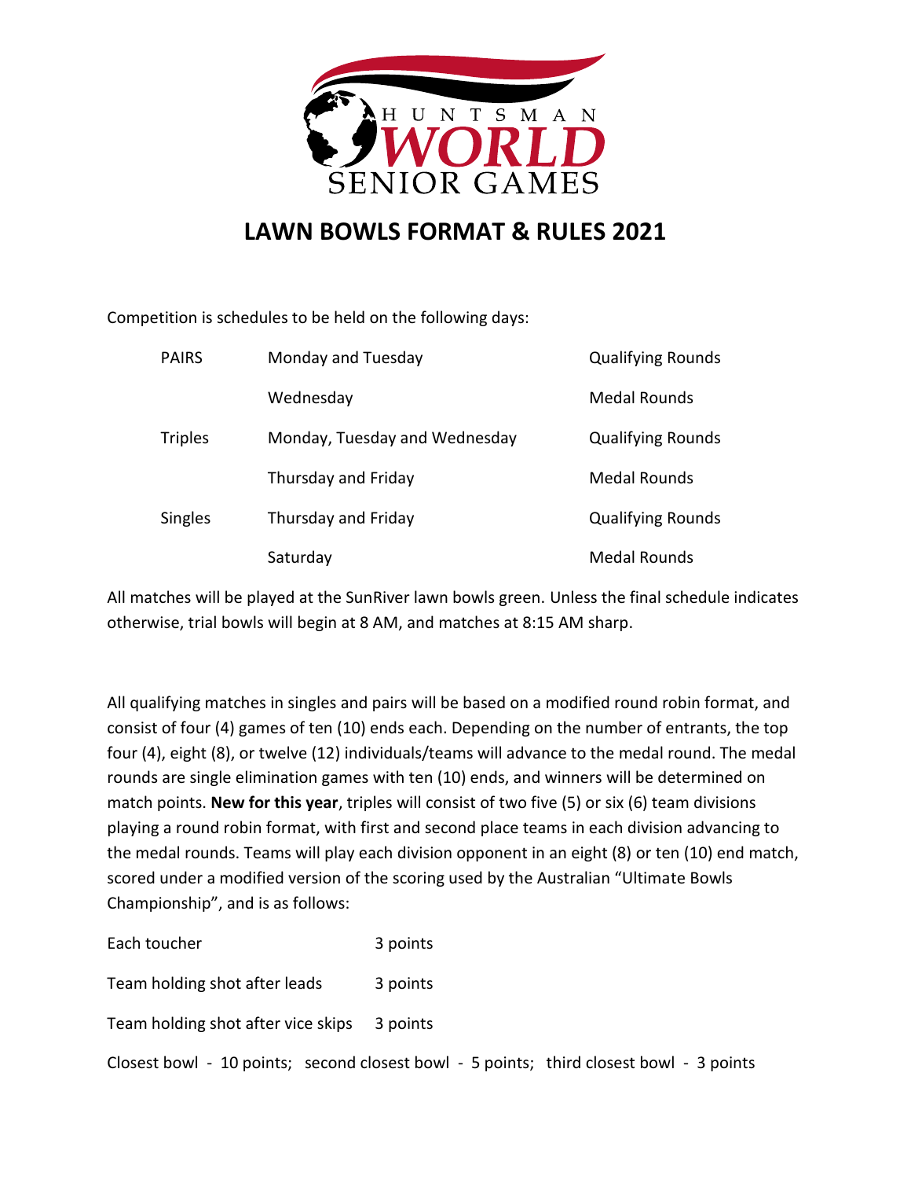# LAWN BOWLS FORMAT & RULES 2021

Competition is schedules to be held on the following days:

| | | |
|---|---|---|
| PAIRS | Monday and Tuesday | Qualifying Rounds |
| | Wednesday | Medal Rounds |
| Triples | Monday, Tuesday and Wednesday | Qualifying Rounds |
| | Thursday and Friday | Medal Rounds |
| Singles | Thursday and Friday | Qualifying Rounds |
| | Saturday | Medal Rounds |

All matches will be played at the SunRiver lawn bowls green. Unless the final schedule indicates otherwise, trial bowls will begin at 8 AM, and matches at 8:15 AM sharp.

All qualifying matches in singles and pairs will be based on a modified round robin format, and consist of four (4) games of ten (10) ends each. Depending on the number of entrants, the top four (4), eight (8), or twelve (12) individuals/teams will advance to the medal round. The medal rounds are single elimination games with ten (10) ends, and winners will be determined on match points. **New for this year**, triples will consist of two five (5) or six (6) team divisions playing a round robin format, with first and second place teams in each division advancing to the medal rounds. Teams will play each division opponent in an eight (8) or ten (10) end match, scored under a modified version of the scoring used by the Australian "Ultimate Bowls Championship", and is as follows:

| | |
|---|---|
| Each toucher | 3 points |
| Team holding shot after leads | 3 points |
| Team holding shot after vice skips | 3 points |

Closest bowl - 10 points; second closest bowl - 5 points; third closest bowl - 3 points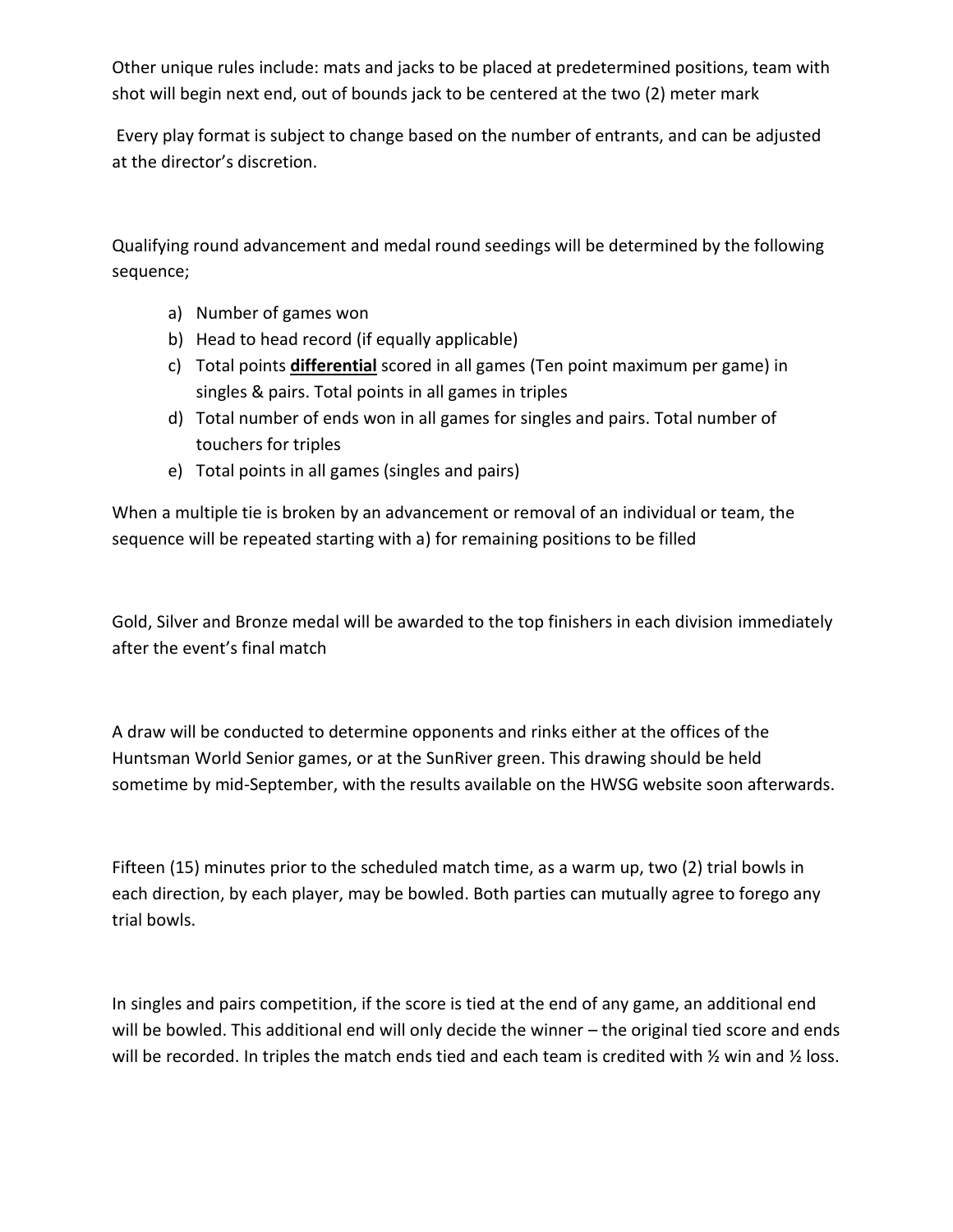Other unique rules include: mats and jacks to be placed at predetermined positions, team with shot will begin next end, out of bounds jack to be centered at the two (2) meter mark

Every play format is subject to change based on the number of entrants, and can be adjusted at the director's discretion.

Qualifying round advancement and medal round seedings will be determined by the following sequence;

a) Number of games won
b) Head to head record (if equally applicable)
c) Total points **differential** scored in all games (Ten point maximum per game) in singles & pairs. Total points in all games in triples
d) Total number of ends won in all games for singles and pairs. Total number of touchers for triples
e) Total points in all games (singles and pairs)

When a multiple tie is broken by an advancement or removal of an individual or team, the sequence will be repeated starting with a) for remaining positions to be filled

Gold, Silver and Bronze medal will be awarded to the top finishers in each division immediately after the event's final match

A draw will be conducted to determine opponents and rinks either at the offices of the Huntsman World Senior games, or at the SunRiver green. This drawing should be held sometime by mid-September, with the results available on the HWSG website soon afterwards.

Fifteen (15) minutes prior to the scheduled match time, as a warm up, two (2) trial bowls in each direction, by each player, may be bowled. Both parties can mutually agree to forego any trial bowls.

In singles and pairs competition, if the score is tied at the end of any game, an additional end will be bowled. This additional end will only decide the winner – the original tied score and ends will be recorded. In triples the match ends tied and each team is credited with ½ win and ½ loss.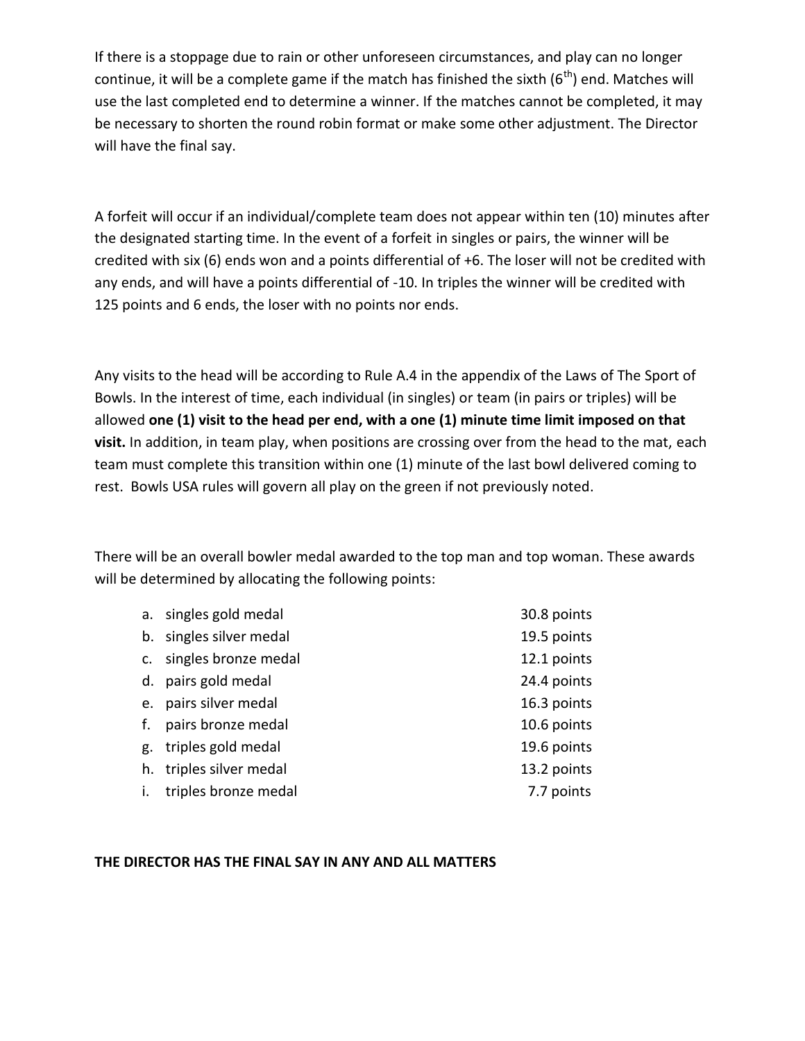If there is a stoppage due to rain or other unforeseen circumstances, and play can no longer continue, it will be a complete game if the match has finished the sixth (6th) end. Matches will use the last completed end to determine a winner. If the matches cannot be completed, it may be necessary to shorten the round robin format or make some other adjustment. The Director will have the final say.

A forfeit will occur if an individual/complete team does not appear within ten (10) minutes after the designated starting time. In the event of a forfeit in singles or pairs, the winner will be credited with six (6) ends won and a points differential of +6. The loser will not be credited with any ends, and will have a points differential of -10. In triples the winner will be credited with 125 points and 6 ends, the loser with no points nor ends.

Any visits to the head will be according to Rule A.4 in the appendix of the Laws of The Sport of Bowls. In the interest of time, each individual (in singles) or team (in pairs or triples) will be allowed **one (1) visit to the head per end, with a one (1) minute time limit imposed on that visit.** In addition, in team play, when positions are crossing over from the head to the mat, each team must complete this transition within one (1) minute of the last bowl delivered coming to rest. Bowls USA rules will govern all play on the green if not previously noted.

There will be an overall bowler medal awarded to the top man and top woman. These awards will be determined by allocating the following points:

| | |
|---|---|
| a. singles gold medal | 30.8 points |
| b. singles silver medal | 19.5 points |
| c. singles bronze medal | 12.1 points |
| d. pairs gold medal | 24.4 points |
| e. pairs silver medal | 16.3 points |
| f. pairs bronze medal | 10.6 points |
| g. triples gold medal | 19.6 points |
| h. triples silver medal | 13.2 points |
| i. triples bronze medal | 7.7 points |

**THE DIRECTOR HAS THE FINAL SAY IN ANY AND ALL MATTERS**